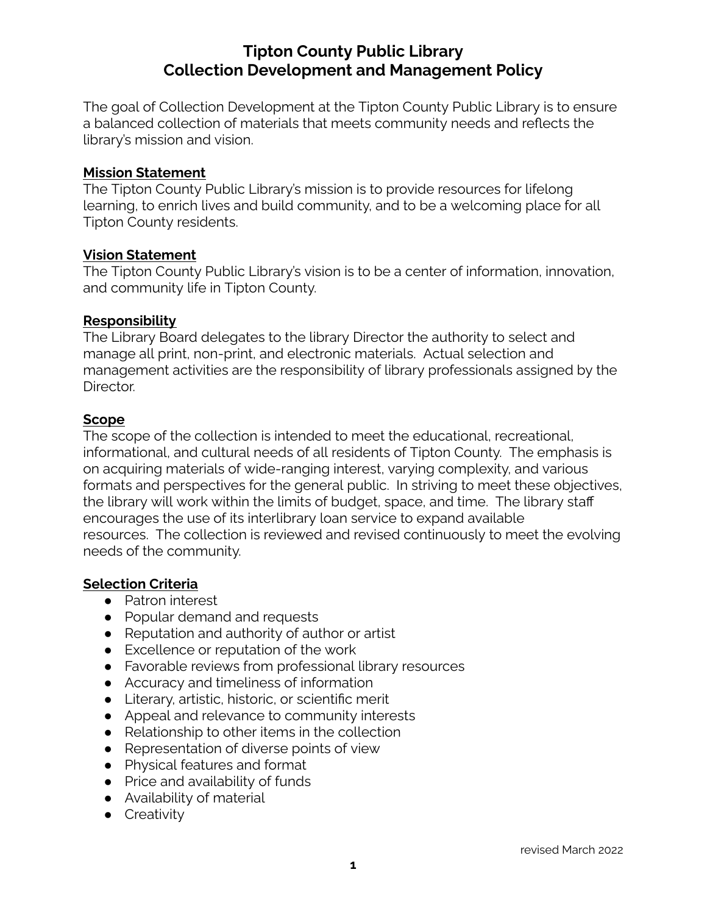# Tipton County Public Library
# Collection Development and Management Policy

The goal of Collection Development at the Tipton County Public Library is to ensure a balanced collection of materials that meets community needs and reflects the library's mission and vision.

## Mission Statement

The Tipton County Public Library's mission is to provide resources for lifelong learning, to enrich lives and build community, and to be a welcoming place for all Tipton County residents.

## Vision Statement

The Tipton County Public Library's vision is to be a center of information, innovation, and community life in Tipton County.

## Responsibility

The Library Board delegates to the library Director the authority to select and manage all print, non-print, and electronic materials. Actual selection and management activities are the responsibility of library professionals assigned by the Director.

## Scope

The scope of the collection is intended to meet the educational, recreational, informational, and cultural needs of all residents of Tipton County. The emphasis is on acquiring materials of wide-ranging interest, varying complexity, and various formats and perspectives for the general public. In striving to meet these objectives, the library will work within the limits of budget, space, and time. The library staff encourages the use of its interlibrary loan service to expand available resources. The collection is reviewed and revised continuously to meet the evolving needs of the community.

## Selection Criteria

- Patron interest
- Popular demand and requests
- Reputation and authority of author or artist
- Excellence or reputation of the work
- Favorable reviews from professional library resources
- Accuracy and timeliness of information
- Literary, artistic, historic, or scientific merit
- Appeal and relevance to community interests
- Relationship to other items in the collection
- Representation of diverse points of view
- Physical features and format
- Price and availability of funds
- Availability of material
- Creativity

revised March 2022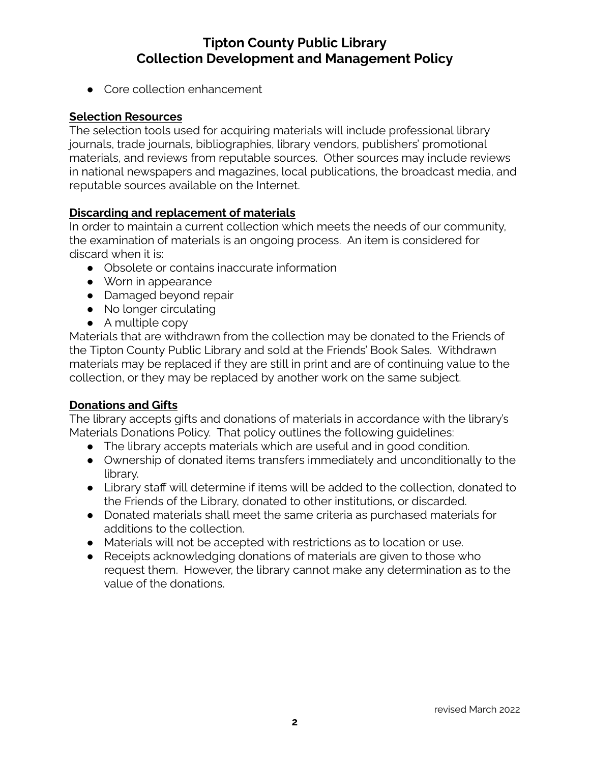- Core collection enhancement

**Selection Resources**

The selection tools used for acquiring materials will include professional library journals, trade journals, bibliographies, library vendors, publishers' promotional materials, and reviews from reputable sources. Other sources may include reviews in national newspapers and magazines, local publications, the broadcast media, and reputable sources available on the Internet.

**Discarding and replacement of materials**

In order to maintain a current collection which meets the needs of our community, the examination of materials is an ongoing process. An item is considered for discard when it is:

- Obsolete or contains inaccurate information
- Worn in appearance
- Damaged beyond repair
- No longer circulating
- A multiple copy

Materials that are withdrawn from the collection may be donated to the Friends of the Tipton County Public Library and sold at the Friends' Book Sales. Withdrawn materials may be replaced if they are still in print and are of continuing value to the collection, or they may be replaced by another work on the same subject.

**Donations and Gifts**

The library accepts gifts and donations of materials in accordance with the library's Materials Donations Policy. That policy outlines the following guidelines:

- The library accepts materials which are useful and in good condition.
- Ownership of donated items transfers immediately and unconditionally to the library.
- Library staff will determine if items will be added to the collection, donated to the Friends of the Library, donated to other institutions, or discarded.
- Donated materials shall meet the same criteria as purchased materials for additions to the collection.
- Materials will not be accepted with restrictions as to location or use.
- Receipts acknowledging donations of materials are given to those who request them. However, the library cannot make any determination as to the value of the donations.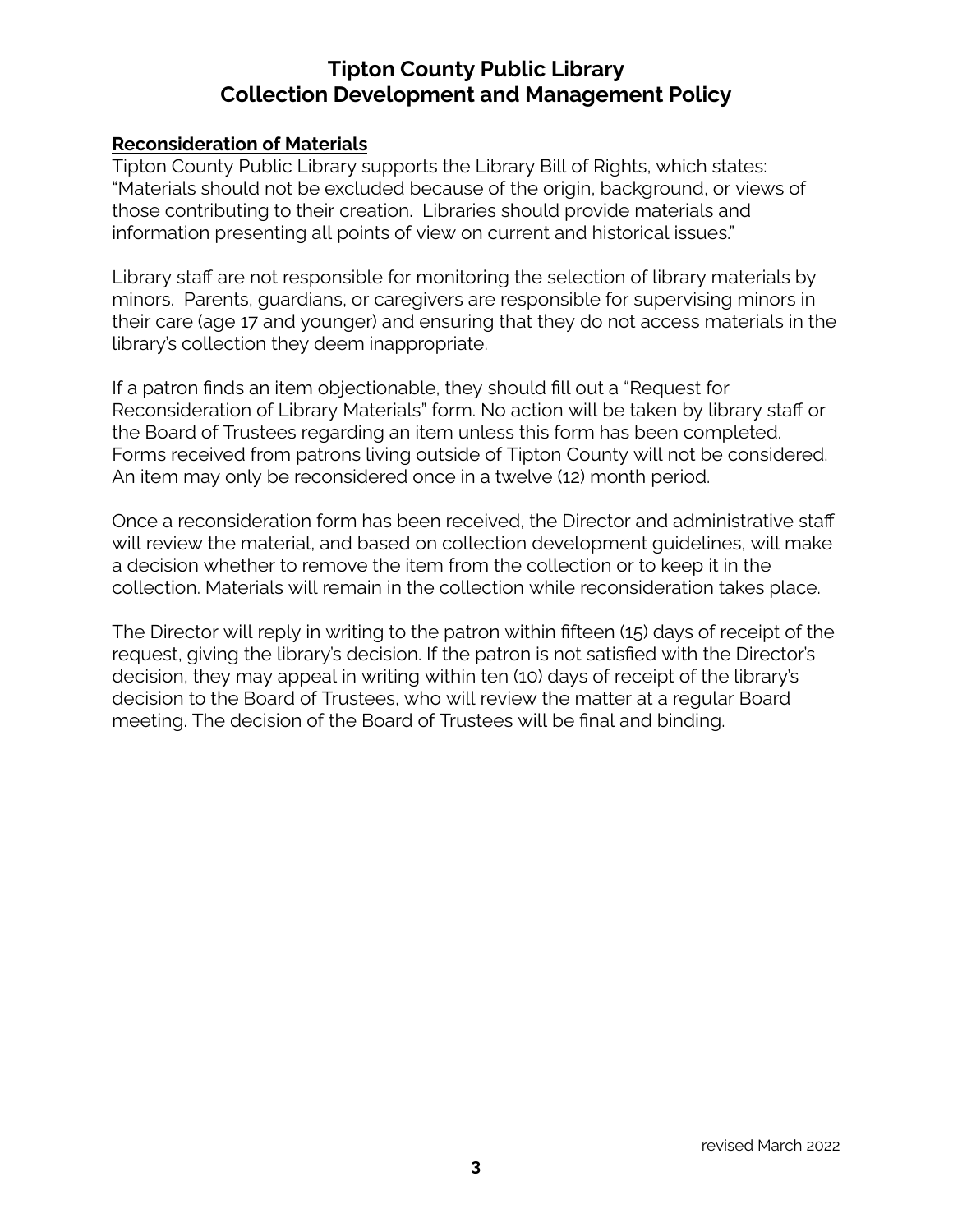# Tipton County Public Library
# Collection Development and Management Policy

**Reconsideration of Materials**

Tipton County Public Library supports the Library Bill of Rights, which states: "Materials should not be excluded because of the origin, background, or views of those contributing to their creation. Libraries should provide materials and information presenting all points of view on current and historical issues."

Library staff are not responsible for monitoring the selection of library materials by minors. Parents, guardians, or caregivers are responsible for supervising minors in their care (age 17 and younger) and ensuring that they do not access materials in the library's collection they deem inappropriate.

If a patron finds an item objectionable, they should fill out a "Request for Reconsideration of Library Materials" form. No action will be taken by library staff or the Board of Trustees regarding an item unless this form has been completed. Forms received from patrons living outside of Tipton County will not be considered. An item may only be reconsidered once in a twelve (12) month period.

Once a reconsideration form has been received, the Director and administrative staff will review the material, and based on collection development guidelines, will make a decision whether to remove the item from the collection or to keep it in the collection. Materials will remain in the collection while reconsideration takes place.

The Director will reply in writing to the patron within fifteen (15) days of receipt of the request, giving the library's decision. If the patron is not satisfied with the Director's decision, they may appeal in writing within ten (10) days of receipt of the library's decision to the Board of Trustees, who will review the matter at a regular Board meeting. The decision of the Board of Trustees will be final and binding.

revised March 2022